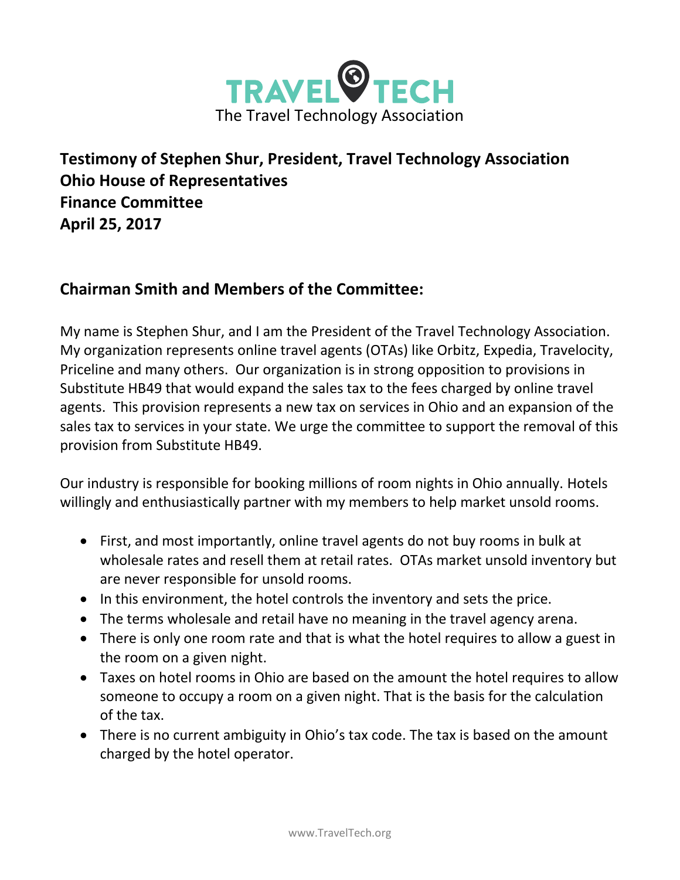TRAVEL TECH

The Travel Technology Association

**Testimony of Stephen Shur, President, Travel Technology Association**
**Ohio House of Representatives**
**Finance Committee**
**April 25, 2017**

## Chairman Smith and Members of the Committee:

My name is Stephen Shur, and I am the President of the Travel Technology Association. My organization represents online travel agents (OTAs) like Orbitz, Expedia, Travelocity, Priceline and many others. Our organization is in strong opposition to provisions in Substitute HB49 that would expand the sales tax to the fees charged by online travel agents. This provision represents a new tax on services in Ohio and an expansion of the sales tax to services in your state. We urge the committee to support the removal of this provision from Substitute HB49.

Our industry is responsible for booking millions of room nights in Ohio annually. Hotels willingly and enthusiastically partner with my members to help market unsold rooms.

- First, and most importantly, online travel agents do not buy rooms in bulk at wholesale rates and resell them at retail rates. OTAs market unsold inventory but are never responsible for unsold rooms.
- In this environment, the hotel controls the inventory and sets the price.
- The terms wholesale and retail have no meaning in the travel agency arena.
- There is only one room rate and that is what the hotel requires to allow a guest in the room on a given night.
- Taxes on hotel rooms in Ohio are based on the amount the hotel requires to allow someone to occupy a room on a given night. That is the basis for the calculation of the tax.
- There is no current ambiguity in Ohio's tax code. The tax is based on the amount charged by the hotel operator.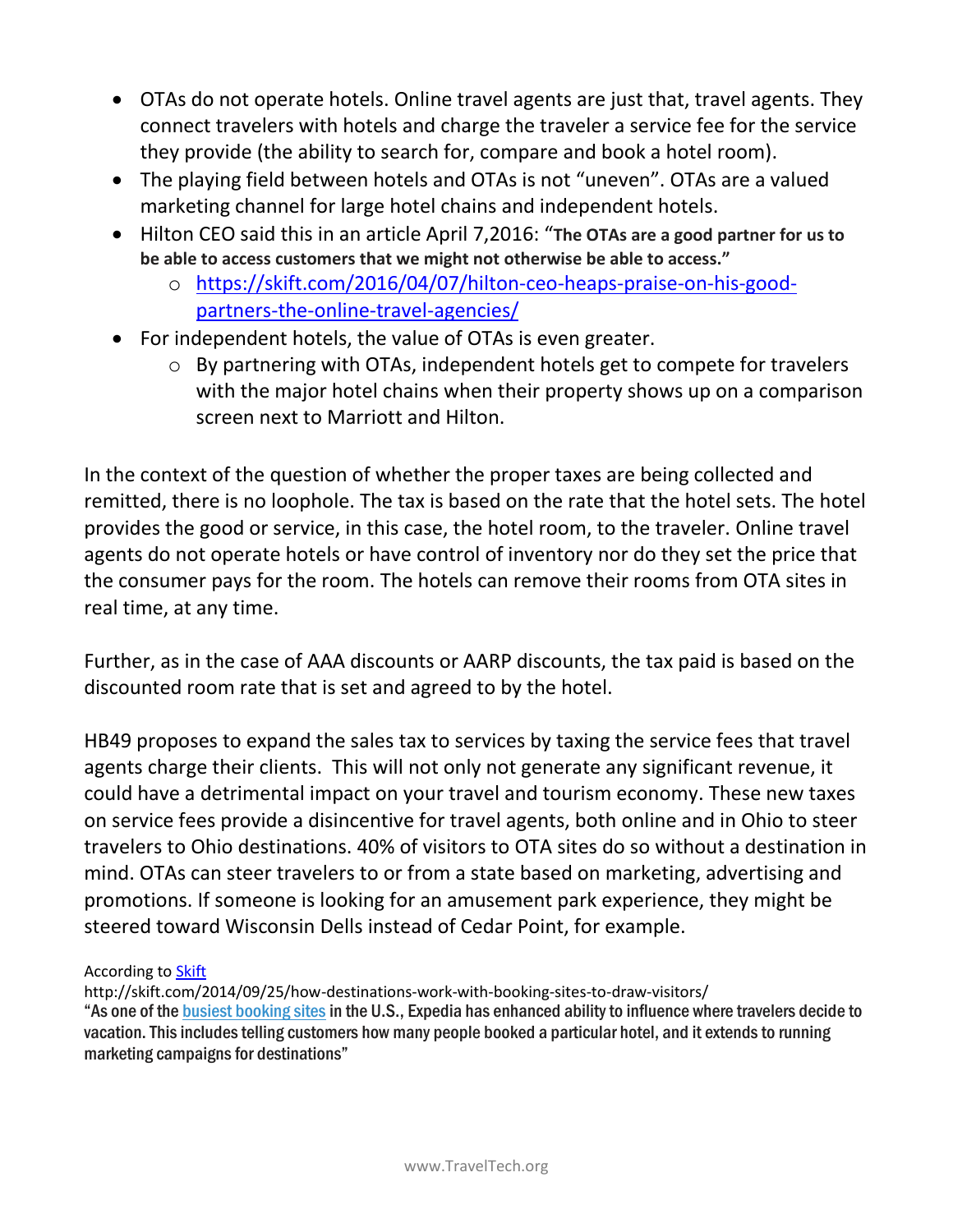- OTAs do not operate hotels. Online travel agents are just that, travel agents. They connect travelers with hotels and charge the traveler a service fee for the service they provide (the ability to search for, compare and book a hotel room).
- The playing field between hotels and OTAs is not "uneven". OTAs are a valued marketing channel for large hotel chains and independent hotels.
- Hilton CEO said this in an article April 7,2016: "**The OTAs are a good partner for us to be able to access customers that we might not otherwise be able to access.**"
  - https://skift.com/2016/04/07/hilton-ceo-heaps-praise-on-his-good-partners-the-online-travel-agencies/
- For independent hotels, the value of OTAs is even greater.
  - By partnering with OTAs, independent hotels get to compete for travelers with the major hotel chains when their property shows up on a comparison screen next to Marriott and Hilton.

In the context of the question of whether the proper taxes are being collected and remitted, there is no loophole. The tax is based on the rate that the hotel sets. The hotel provides the good or service, in this case, the hotel room, to the traveler. Online travel agents do not operate hotels or have control of inventory nor do they set the price that the consumer pays for the room. The hotels can remove their rooms from OTA sites in real time, at any time.

Further, as in the case of AAA discounts or AARP discounts, the tax paid is based on the discounted room rate that is set and agreed to by the hotel.

HB49 proposes to expand the sales tax to services by taxing the service fees that travel agents charge their clients. This will not only not generate any significant revenue, it could have a detrimental impact on your travel and tourism economy. These new taxes on service fees provide a disincentive for travel agents, both online and in Ohio to steer travelers to Ohio destinations. 40% of visitors to OTA sites do so without a destination in mind. OTAs can steer travelers to or from a state based on marketing, advertising and promotions. If someone is looking for an amusement park experience, they might be steered toward Wisconsin Dells instead of Cedar Point, for example.

According to Skift
http://skift.com/2014/09/25/how-destinations-work-with-booking-sites-to-draw-visitors/
**"As one of the busiest booking sites in the U.S., Expedia has enhanced ability to influence where travelers decide to vacation. This includes telling customers how many people booked a particular hotel, and it extends to running marketing campaigns for destinations"**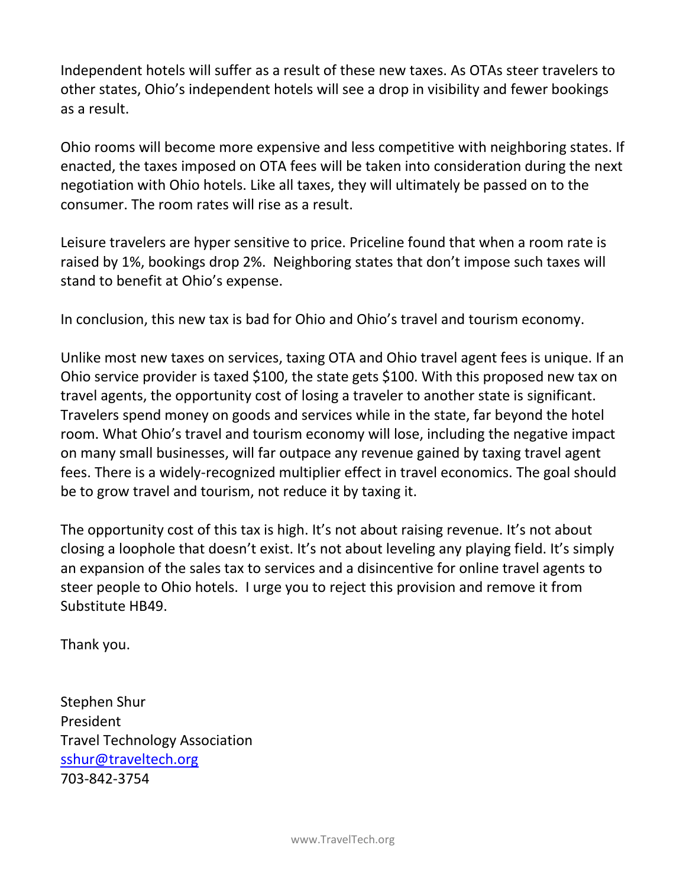Independent hotels will suffer as a result of these new taxes. As OTAs steer travelers to other states, Ohio's independent hotels will see a drop in visibility and fewer bookings as a result.

Ohio rooms will become more expensive and less competitive with neighboring states. If enacted, the taxes imposed on OTA fees will be taken into consideration during the next negotiation with Ohio hotels. Like all taxes, they will ultimately be passed on to the consumer. The room rates will rise as a result.

Leisure travelers are hyper sensitive to price. Priceline found that when a room rate is raised by 1%, bookings drop 2%. Neighboring states that don't impose such taxes will stand to benefit at Ohio's expense.

In conclusion, this new tax is bad for Ohio and Ohio's travel and tourism economy.

Unlike most new taxes on services, taxing OTA and Ohio travel agent fees is unique. If an Ohio service provider is taxed $100, the state gets $100. With this proposed new tax on travel agents, the opportunity cost of losing a traveler to another state is significant. Travelers spend money on goods and services while in the state, far beyond the hotel room. What Ohio's travel and tourism economy will lose, including the negative impact on many small businesses, will far outpace any revenue gained by taxing travel agent fees. There is a widely-recognized multiplier effect in travel economics. The goal should be to grow travel and tourism, not reduce it by taxing it.

The opportunity cost of this tax is high. It's not about raising revenue. It's not about closing a loophole that doesn't exist. It's not about leveling any playing field. It's simply an expansion of the sales tax to services and a disincentive for online travel agents to steer people to Ohio hotels. I urge you to reject this provision and remove it from Substitute HB49.

Thank you.

Stephen Shur
President
Travel Technology Association
sshur@traveltech.org
703-842-3754